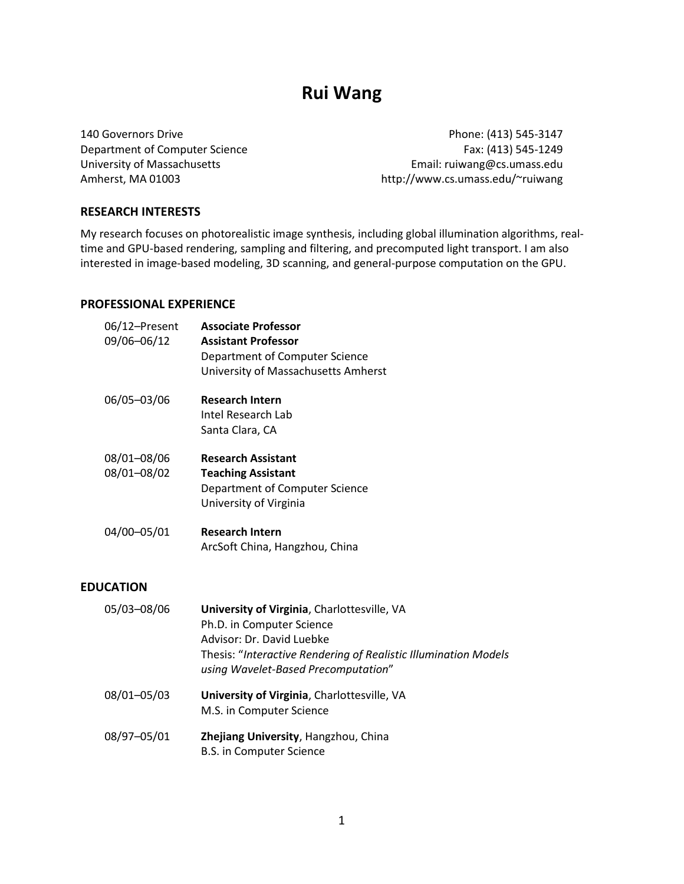# Rui Wang

140 Governors Drive
Department of Computer Science
University of Massachusetts
Amherst, MA 01003

Phone: (413) 545-3147
Fax: (413) 545-1249
Email: ruiwang@cs.umass.edu
http://www.cs.umass.edu/~ruiwang

## RESEARCH INTERESTS

My research focuses on photorealistic image synthesis, including global illumination algorithms, real-time and GPU-based rendering, sampling and filtering, and precomputed light transport. I am also interested in image-based modeling, 3D scanning, and general-purpose computation on the GPU.

## PROFESSIONAL EXPERIENCE

06/12–Present **Associate Professor**
09/06–06/12 **Assistant Professor**
Department of Computer Science
University of Massachusetts Amherst

06/05–03/06 **Research Intern**
Intel Research Lab
Santa Clara, CA

08/01–08/06 **Research Assistant**
08/01–08/02 **Teaching Assistant**
Department of Computer Science
University of Virginia

04/00–05/01 **Research Intern**
ArcSoft China, Hangzhou, China

## EDUCATION

05/03–08/06 **University of Virginia**, Charlottesville, VA
Ph.D. in Computer Science
Advisor: Dr. David Luebke
Thesis: "*Interactive Rendering of Realistic Illumination Models using Wavelet-Based Precomputation*"

08/01–05/03 **University of Virginia**, Charlottesville, VA
M.S. in Computer Science

08/97–05/01 **Zhejiang University**, Hangzhou, China
B.S. in Computer Science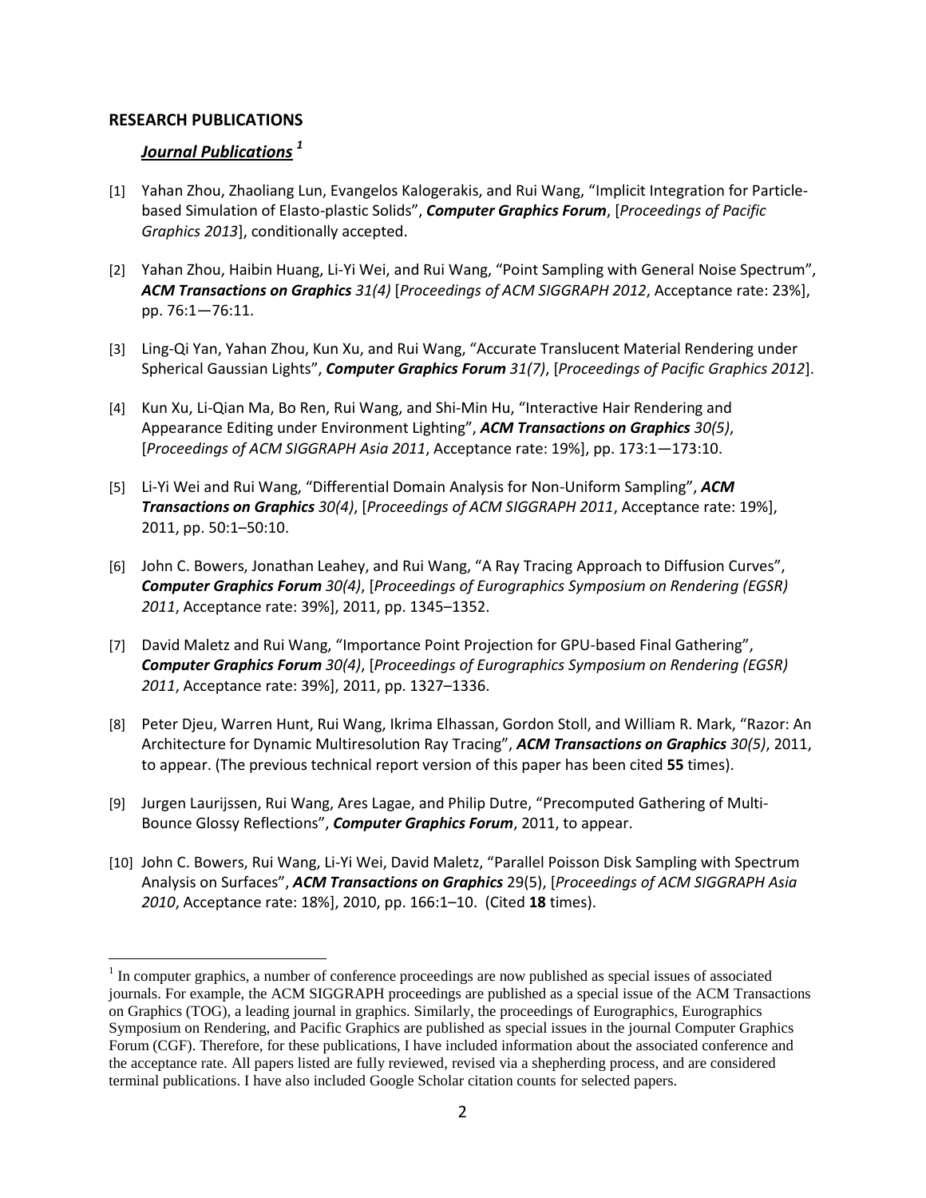## RESEARCH PUBLICATIONS

### ***Journal Publications*** [1]

[1] Yahan Zhou, Zhaoliang Lun, Evangelos Kalogerakis, and Rui Wang, "Implicit Integration for Particle-based Simulation of Elasto-plastic Solids", ***Computer Graphics Forum***, [*Proceedings of Pacific Graphics 2013*], conditionally accepted.

[2] Yahan Zhou, Haibin Huang, Li-Yi Wei, and Rui Wang, "Point Sampling with General Noise Spectrum", ***ACM Transactions on Graphics*** *31(4)* [*Proceedings of ACM SIGGRAPH 2012*, Acceptance rate: 23%], pp. 76:1—76:11.

[3] Ling-Qi Yan, Yahan Zhou, Kun Xu, and Rui Wang, "Accurate Translucent Material Rendering under Spherical Gaussian Lights", ***Computer Graphics Forum*** *31(7)*, [*Proceedings of Pacific Graphics 2012*].

[4] Kun Xu, Li-Qian Ma, Bo Ren, Rui Wang, and Shi-Min Hu, "Interactive Hair Rendering and Appearance Editing under Environment Lighting", ***ACM Transactions on Graphics*** *30(5)*, [*Proceedings of ACM SIGGRAPH Asia 2011*, Acceptance rate: 19%], pp. 173:1—173:10.

[5] Li-Yi Wei and Rui Wang, "Differential Domain Analysis for Non-Uniform Sampling", ***ACM Transactions on Graphics*** *30(4)*, [*Proceedings of ACM SIGGRAPH 2011*, Acceptance rate: 19%], 2011, pp. 50:1–50:10.

[6] John C. Bowers, Jonathan Leahey, and Rui Wang, "A Ray Tracing Approach to Diffusion Curves", ***Computer Graphics Forum*** *30(4)*, [*Proceedings of Eurographics Symposium on Rendering (EGSR) 2011*, Acceptance rate: 39%], 2011, pp. 1345–1352.

[7] David Maletz and Rui Wang, "Importance Point Projection for GPU-based Final Gathering", ***Computer Graphics Forum*** *30(4)*, [*Proceedings of Eurographics Symposium on Rendering (EGSR) 2011*, Acceptance rate: 39%], 2011, pp. 1327–1336.

[8] Peter Djeu, Warren Hunt, Rui Wang, Ikrima Elhassan, Gordon Stoll, and William R. Mark, "Razor: An Architecture for Dynamic Multiresolution Ray Tracing", ***ACM Transactions on Graphics*** *30(5)*, 2011, to appear. (The previous technical report version of this paper has been cited **55** times).

[9] Jurgen Laurijssen, Rui Wang, Ares Lagae, and Philip Dutre, "Precomputed Gathering of Multi-Bounce Glossy Reflections", ***Computer Graphics Forum***, 2011, to appear.

[10] John C. Bowers, Rui Wang, Li-Yi Wei, David Maletz, "Parallel Poisson Disk Sampling with Spectrum Analysis on Surfaces", ***ACM Transactions on Graphics*** 29(5), [*Proceedings of ACM SIGGRAPH Asia 2010*, Acceptance rate: 18%], 2010, pp. 166:1–10. (Cited **18** times).

---

[1] In computer graphics, a number of conference proceedings are now published as special issues of associated journals. For example, the ACM SIGGRAPH proceedings are published as a special issue of the ACM Transactions on Graphics (TOG), a leading journal in graphics. Similarly, the proceedings of Eurographics, Eurographics Symposium on Rendering, and Pacific Graphics are published as special issues in the journal Computer Graphics Forum (CGF). Therefore, for these publications, I have included information about the associated conference and the acceptance rate. All papers listed are fully reviewed, revised via a shepherding process, and are considered terminal publications. I have also included Google Scholar citation counts for selected papers.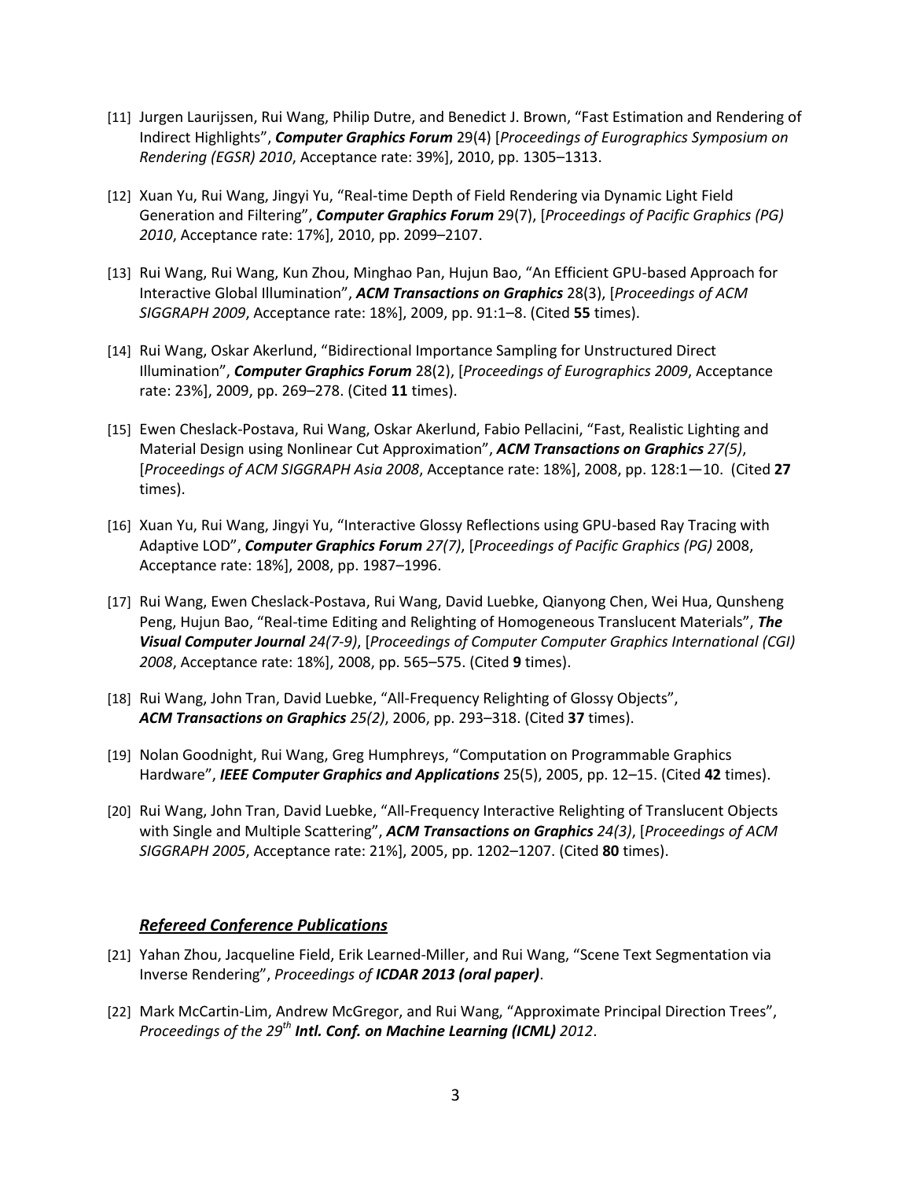[11] Jurgen Laurijssen, Rui Wang, Philip Dutre, and Benedict J. Brown, “Fast Estimation and Rendering of Indirect Highlights”, ***Computer Graphics Forum*** 29(4) [*Proceedings of Eurographics Symposium on Rendering (EGSR) 2010*, Acceptance rate: 39%], 2010, pp. 1305–1313.

[12] Xuan Yu, Rui Wang, Jingyi Yu, “Real-time Depth of Field Rendering via Dynamic Light Field Generation and Filtering”, ***Computer Graphics Forum*** 29(7), [*Proceedings of Pacific Graphics (PG) 2010*, Acceptance rate: 17%], 2010, pp. 2099–2107.

[13] Rui Wang, Rui Wang, Kun Zhou, Minghao Pan, Hujun Bao, “An Efficient GPU-based Approach for Interactive Global Illumination”, ***ACM Transactions on Graphics*** 28(3), [*Proceedings of ACM SIGGRAPH 2009*, Acceptance rate: 18%], 2009, pp. 91:1–8. (Cited **55** times).

[14] Rui Wang, Oskar Akerlund, “Bidirectional Importance Sampling for Unstructured Direct Illumination”, ***Computer Graphics Forum*** 28(2), [*Proceedings of Eurographics 2009*, Acceptance rate: 23%], 2009, pp. 269–278. (Cited **11** times).

[15] Ewen Cheslack-Postava, Rui Wang, Oskar Akerlund, Fabio Pellacini, “Fast, Realistic Lighting and Material Design using Nonlinear Cut Approximation”, ***ACM Transactions on Graphics*** *27(5)*, [*Proceedings of ACM SIGGRAPH Asia 2008*, Acceptance rate: 18%], 2008, pp. 128:1—10. (Cited **27** times).

[16] Xuan Yu, Rui Wang, Jingyi Yu, “Interactive Glossy Reflections using GPU-based Ray Tracing with Adaptive LOD”, ***Computer Graphics Forum*** *27(7)*, [*Proceedings of Pacific Graphics (PG)* 2008, Acceptance rate: 18%], 2008, pp. 1987–1996.

[17] Rui Wang, Ewen Cheslack-Postava, Rui Wang, David Luebke, Qianyong Chen, Wei Hua, Qunsheng Peng, Hujun Bao, “Real-time Editing and Relighting of Homogeneous Translucent Materials”, ***The Visual Computer Journal*** *24(7-9)*, [*Proceedings of Computer Computer Graphics International (CGI) 2008*, Acceptance rate: 18%], 2008, pp. 565–575. (Cited **9** times).

[18] Rui Wang, John Tran, David Luebke, “All-Frequency Relighting of Glossy Objects”, ***ACM Transactions on Graphics*** *25(2)*, 2006, pp. 293–318. (Cited **37** times).

[19] Nolan Goodnight, Rui Wang, Greg Humphreys, “Computation on Programmable Graphics Hardware”, ***IEEE Computer Graphics and Applications*** 25(5), 2005, pp. 12–15. (Cited **42** times).

[20] Rui Wang, John Tran, David Luebke, “All-Frequency Interactive Relighting of Translucent Objects with Single and Multiple Scattering”, ***ACM Transactions on Graphics*** *24(3)*, [*Proceedings of ACM SIGGRAPH 2005*, Acceptance rate: 21%], 2005, pp. 1202–1207. (Cited **80** times).

### *Refereed Conference Publications*

[21] Yahan Zhou, Jacqueline Field, Erik Learned-Miller, and Rui Wang, “Scene Text Segmentation via Inverse Rendering”, *Proceedings of* ***ICDAR 2013 (oral paper)***.

[22] Mark McCartin-Lim, Andrew McGregor, and Rui Wang, “Approximate Principal Direction Trees”, *Proceedings of the 29th* ***Intl. Conf. on Machine Learning (ICML)*** *2012*.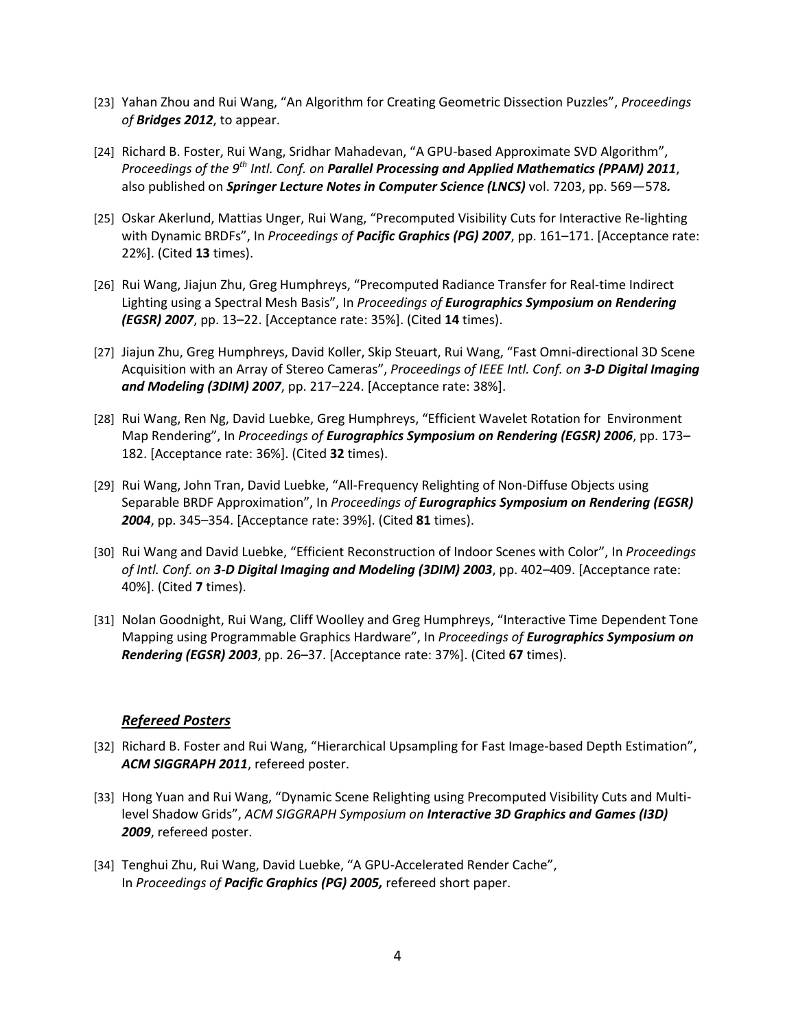[23] Yahan Zhou and Rui Wang, "An Algorithm for Creating Geometric Dissection Puzzles", *Proceedings of* ***Bridges 2012***, to appear.

[24] Richard B. Foster, Rui Wang, Sridhar Mahadevan, "A GPU-based Approximate SVD Algorithm", *Proceedings of the 9th Intl. Conf. on* ***Parallel Processing and Applied Mathematics (PPAM) 2011***, also published on ***Springer Lecture Notes in Computer Science (LNCS)*** vol. 7203, pp. 569—578**.**

[25] Oskar Akerlund, Mattias Unger, Rui Wang, "Precomputed Visibility Cuts for Interactive Re-lighting with Dynamic BRDFs", In *Proceedings of* ***Pacific Graphics (PG) 2007***, pp. 161–171. [Acceptance rate: 22%]. (Cited **13** times).

[26] Rui Wang, Jiajun Zhu, Greg Humphreys, "Precomputed Radiance Transfer for Real-time Indirect Lighting using a Spectral Mesh Basis", In *Proceedings of* ***Eurographics Symposium on Rendering (EGSR) 2007***, pp. 13–22. [Acceptance rate: 35%]. (Cited **14** times).

[27] Jiajun Zhu, Greg Humphreys, David Koller, Skip Steuart, Rui Wang, "Fast Omni-directional 3D Scene Acquisition with an Array of Stereo Cameras", *Proceedings of IEEE Intl. Conf. on* ***3-D Digital Imaging and Modeling (3DIM) 2007***, pp. 217–224. [Acceptance rate: 38%].

[28] Rui Wang, Ren Ng, David Luebke, Greg Humphreys, "Efficient Wavelet Rotation for Environment Map Rendering", In *Proceedings of* ***Eurographics Symposium on Rendering (EGSR) 2006***, pp. 173–182. [Acceptance rate: 36%]. (Cited **32** times).

[29] Rui Wang, John Tran, David Luebke, "All-Frequency Relighting of Non-Diffuse Objects using Separable BRDF Approximation", In *Proceedings of* ***Eurographics Symposium on Rendering (EGSR) 2004***, pp. 345–354. [Acceptance rate: 39%]. (Cited **81** times).

[30] Rui Wang and David Luebke, "Efficient Reconstruction of Indoor Scenes with Color", In *Proceedings of Intl. Conf. on* ***3-D Digital Imaging and Modeling (3DIM) 2003***, pp. 402–409. [Acceptance rate: 40%]. (Cited **7** times).

[31] Nolan Goodnight, Rui Wang, Cliff Woolley and Greg Humphreys, "Interactive Time Dependent Tone Mapping using Programmable Graphics Hardware", In *Proceedings of* ***Eurographics Symposium on Rendering (EGSR) 2003***, pp. 26–37. [Acceptance rate: 37%]. (Cited **67** times).

## *Refereed Posters*

[32] Richard B. Foster and Rui Wang, "Hierarchical Upsampling for Fast Image-based Depth Estimation", ***ACM SIGGRAPH 2011***, refereed poster.

[33] Hong Yuan and Rui Wang, "Dynamic Scene Relighting using Precomputed Visibility Cuts and Multi-level Shadow Grids", *ACM SIGGRAPH Symposium on* ***Interactive 3D Graphics and Games (I3D) 2009***, refereed poster.

[34] Tenghui Zhu, Rui Wang, David Luebke, "A GPU-Accelerated Render Cache", In *Proceedings of* ***Pacific Graphics (PG) 2005,*** refereed short paper.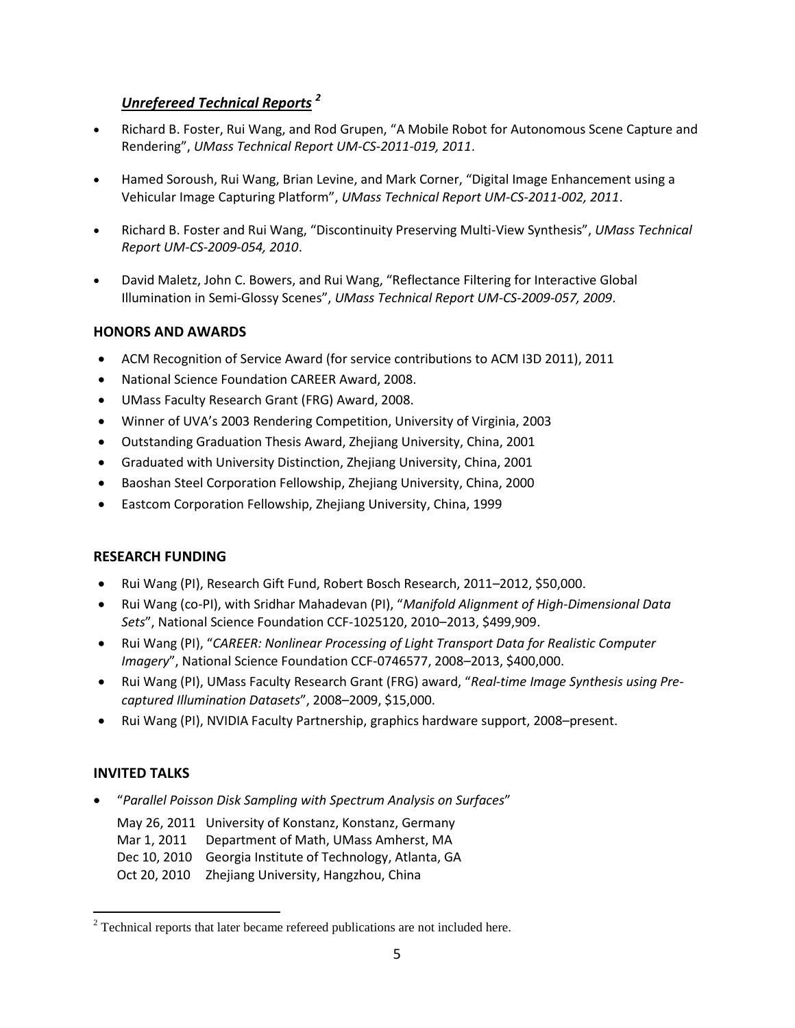### ***Unrefereed Technical Reports*** [2]

- Richard B. Foster, Rui Wang, and Rod Grupen, "A Mobile Robot for Autonomous Scene Capture and Rendering", *UMass Technical Report UM-CS-2011-019, 2011*.

- Hamed Soroush, Rui Wang, Brian Levine, and Mark Corner, "Digital Image Enhancement using a Vehicular Image Capturing Platform", *UMass Technical Report UM-CS-2011-002, 2011*.

- Richard B. Foster and Rui Wang, "Discontinuity Preserving Multi-View Synthesis", *UMass Technical Report UM-CS-2009-054, 2010*.

- David Maletz, John C. Bowers, and Rui Wang, "Reflectance Filtering for Interactive Global Illumination in Semi-Glossy Scenes", *UMass Technical Report UM-CS-2009-057, 2009*.

## HONORS AND AWARDS

- ACM Recognition of Service Award (for service contributions to ACM I3D 2011), 2011
- National Science Foundation CAREER Award, 2008.
- UMass Faculty Research Grant (FRG) Award, 2008.
- Winner of UVA's 2003 Rendering Competition, University of Virginia, 2003
- Outstanding Graduation Thesis Award, Zhejiang University, China, 2001
- Graduated with University Distinction, Zhejiang University, China, 2001
- Baoshan Steel Corporation Fellowship, Zhejiang University, China, 2000
- Eastcom Corporation Fellowship, Zhejiang University, China, 1999

## RESEARCH FUNDING

- Rui Wang (PI), Research Gift Fund, Robert Bosch Research, 2011–2012, $50,000.
- Rui Wang (co-PI), with Sridhar Mahadevan (PI), "*Manifold Alignment of High-Dimensional Data Sets*", National Science Foundation CCF-1025120, 2010–2013, $499,909.
- Rui Wang (PI), "*CAREER: Nonlinear Processing of Light Transport Data for Realistic Computer Imagery*", National Science Foundation CCF-0746577, 2008–2013, $400,000.
- Rui Wang (PI), UMass Faculty Research Grant (FRG) award, "*Real-time Image Synthesis using Pre-captured Illumination Datasets*", 2008–2009, $15,000.
- Rui Wang (PI), NVIDIA Faculty Partnership, graphics hardware support, 2008–present.

## INVITED TALKS

- "*Parallel Poisson Disk Sampling with Spectrum Analysis on Surfaces*"

  May 26, 2011 University of Konstanz, Konstanz, Germany
  Mar 1, 2011 Department of Math, UMass Amherst, MA
  Dec 10, 2010 Georgia Institute of Technology, Atlanta, GA
  Oct 20, 2010 Zhejiang University, Hangzhou, China

[2] Technical reports that later became refereed publications are not included here.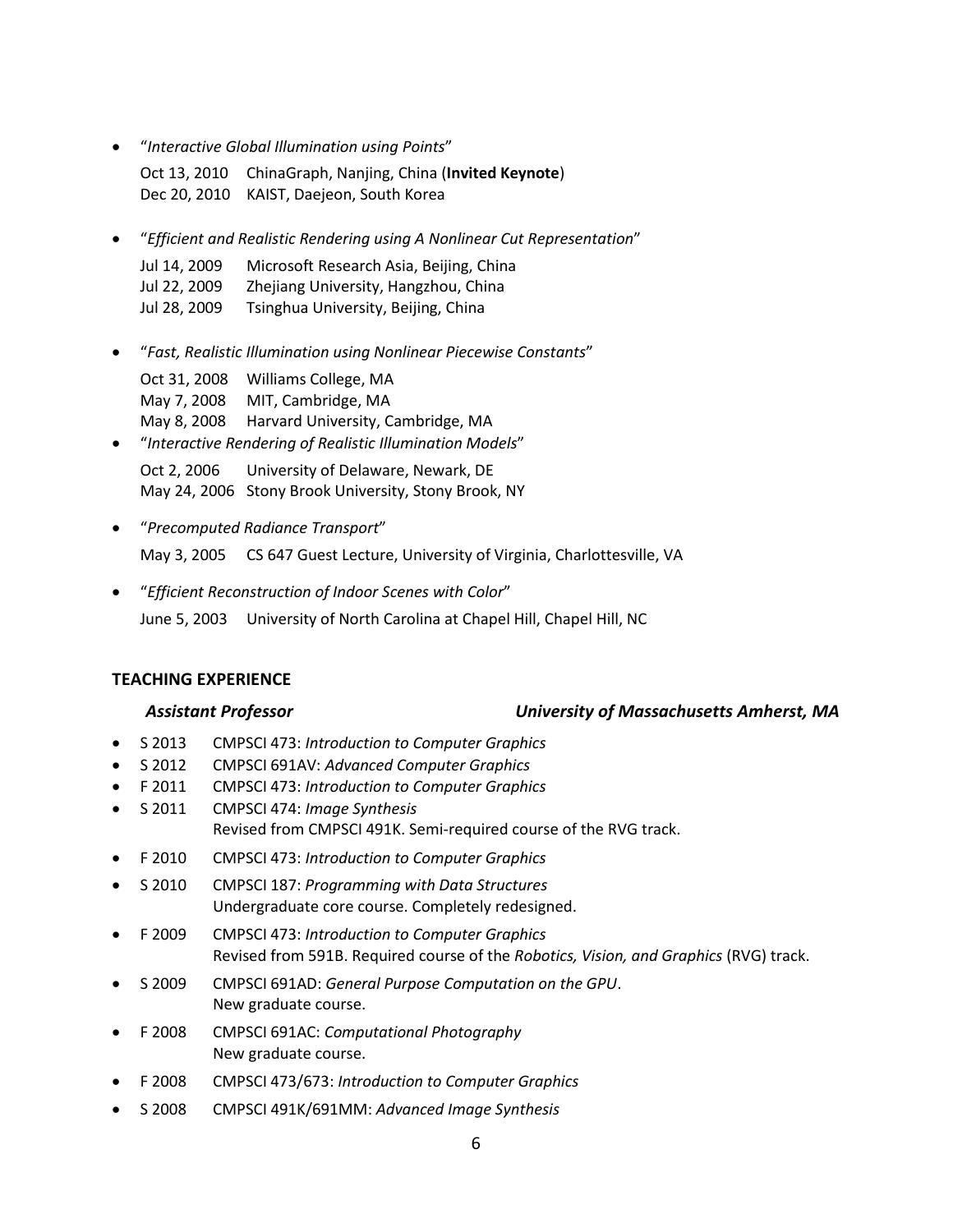- "*Interactive Global Illumination using Points*"

  Oct 13, 2010 ChinaGraph, Nanjing, China (**Invited Keynote**)
  Dec 20, 2010 KAIST, Daejeon, South Korea

- "*Efficient and Realistic Rendering using A Nonlinear Cut Representation*"

  Jul 14, 2009 Microsoft Research Asia, Beijing, China
  Jul 22, 2009 Zhejiang University, Hangzhou, China
  Jul 28, 2009 Tsinghua University, Beijing, China

- "*Fast, Realistic Illumination using Nonlinear Piecewise Constants*"

  Oct 31, 2008 Williams College, MA
  May 7, 2008 MIT, Cambridge, MA
  May 8, 2008 Harvard University, Cambridge, MA

- "*Interactive Rendering of Realistic Illumination Models*"

  Oct 2, 2006 University of Delaware, Newark, DE
  May 24, 2006 Stony Brook University, Stony Brook, NY

- "*Precomputed Radiance Transport*"

  May 3, 2005 CS 647 Guest Lecture, University of Virginia, Charlottesville, VA

- "*Efficient Reconstruction of Indoor Scenes with Color*"

  June 5, 2003 University of North Carolina at Chapel Hill, Chapel Hill, NC

## TEACHING EXPERIENCE

***Assistant Professor*** ***University of Massachusetts Amherst, MA***

- S 2013 CMPSCI 473: *Introduction to Computer Graphics*
- S 2012 CMPSCI 691AV: *Advanced Computer Graphics*
- F 2011 CMPSCI 473: *Introduction to Computer Graphics*
- S 2011 CMPSCI 474: *Image Synthesis*
  Revised from CMPSCI 491K. Semi-required course of the RVG track.
- F 2010 CMPSCI 473: *Introduction to Computer Graphics*
- S 2010 CMPSCI 187: *Programming with Data Structures*
  Undergraduate core course. Completely redesigned.
- F 2009 CMPSCI 473: *Introduction to Computer Graphics*
  Revised from 591B. Required course of the *Robotics, Vision, and Graphics* (RVG) track.
- S 2009 CMPSCI 691AD: *General Purpose Computation on the GPU*.
  New graduate course.
- F 2008 CMPSCI 691AC: *Computational Photography*
  New graduate course.
- F 2008 CMPSCI 473/673: *Introduction to Computer Graphics*
- S 2008 CMPSCI 491K/691MM: *Advanced Image Synthesis*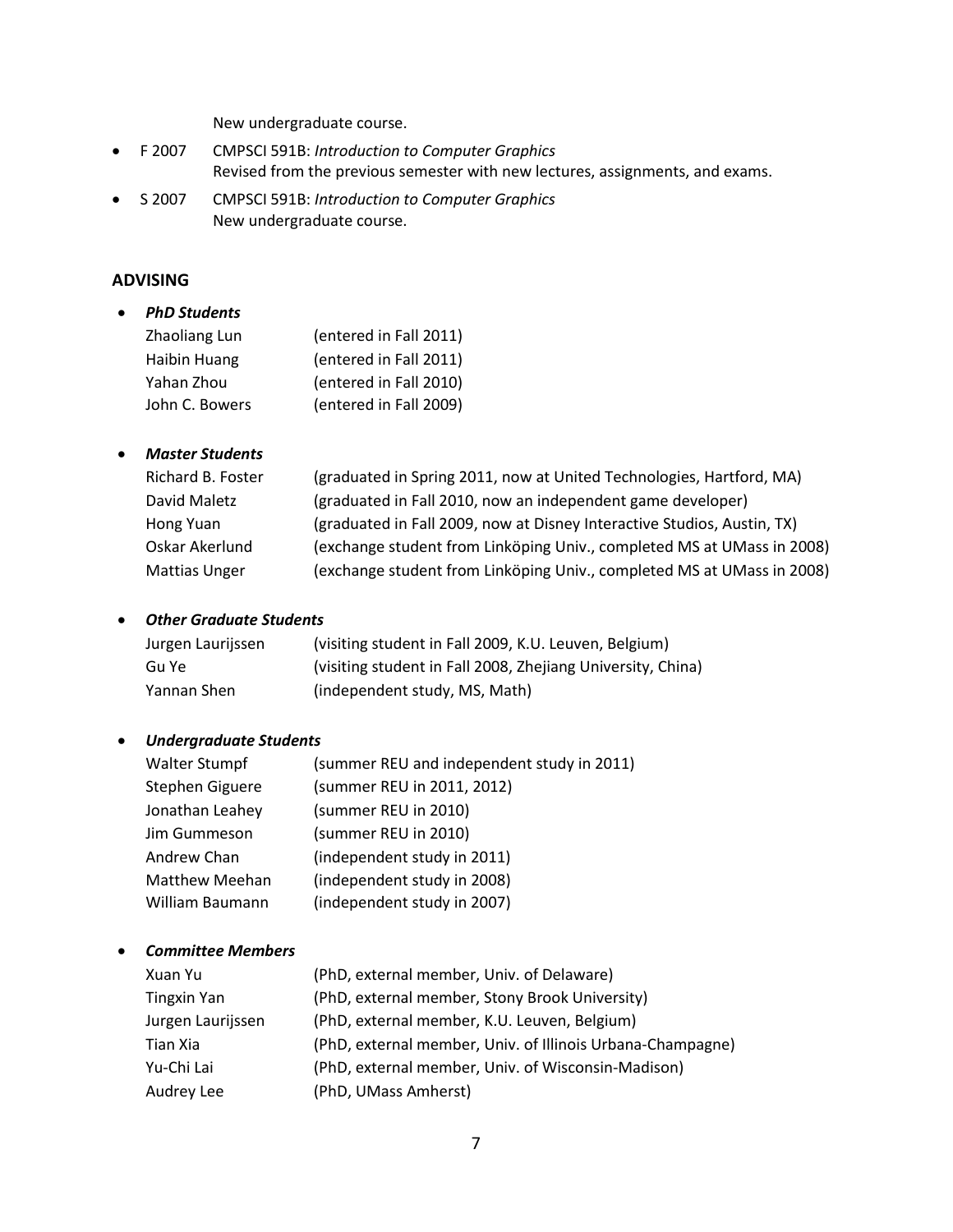New undergraduate course.

- F 2007 CMPSCI 591B: *Introduction to Computer Graphics*
  Revised from the previous semester with new lectures, assignments, and exams.
- S 2007 CMPSCI 591B: *Introduction to Computer Graphics*
  New undergraduate course.

## ADVISING

- ***PhD Students***

| | |
|---|---|
| Zhaoliang Lun | (entered in Fall 2011) |
| Haibin Huang | (entered in Fall 2011) |
| Yahan Zhou | (entered in Fall 2010) |
| John C. Bowers | (entered in Fall 2009) |

- ***Master Students***

| | |
|---|---|
| Richard B. Foster | (graduated in Spring 2011, now at United Technologies, Hartford, MA) |
| David Maletz | (graduated in Fall 2010, now an independent game developer) |
| Hong Yuan | (graduated in Fall 2009, now at Disney Interactive Studios, Austin, TX) |
| Oskar Akerlund | (exchange student from Linköping Univ., completed MS at UMass in 2008) |
| Mattias Unger | (exchange student from Linköping Univ., completed MS at UMass in 2008) |

- ***Other Graduate Students***

| | |
|---|---|
| Jurgen Laurijssen | (visiting student in Fall 2009, K.U. Leuven, Belgium) |
| Gu Ye | (visiting student in Fall 2008, Zhejiang University, China) |
| Yannan Shen | (independent study, MS, Math) |

- ***Undergraduate Students***

| | |
|---|---|
| Walter Stumpf | (summer REU and independent study in 2011) |
| Stephen Giguere | (summer REU in 2011, 2012) |
| Jonathan Leahey | (summer REU in 2010) |
| Jim Gummeson | (summer REU in 2010) |
| Andrew Chan | (independent study in 2011) |
| Matthew Meehan | (independent study in 2008) |
| William Baumann | (independent study in 2007) |

- ***Committee Members***

| | |
|---|---|
| Xuan Yu | (PhD, external member, Univ. of Delaware) |
| Tingxin Yan | (PhD, external member, Stony Brook University) |
| Jurgen Laurijssen | (PhD, external member, K.U. Leuven, Belgium) |
| Tian Xia | (PhD, external member, Univ. of Illinois Urbana-Champagne) |
| Yu-Chi Lai | (PhD, external member, Univ. of Wisconsin-Madison) |
| Audrey Lee | (PhD, UMass Amherst) |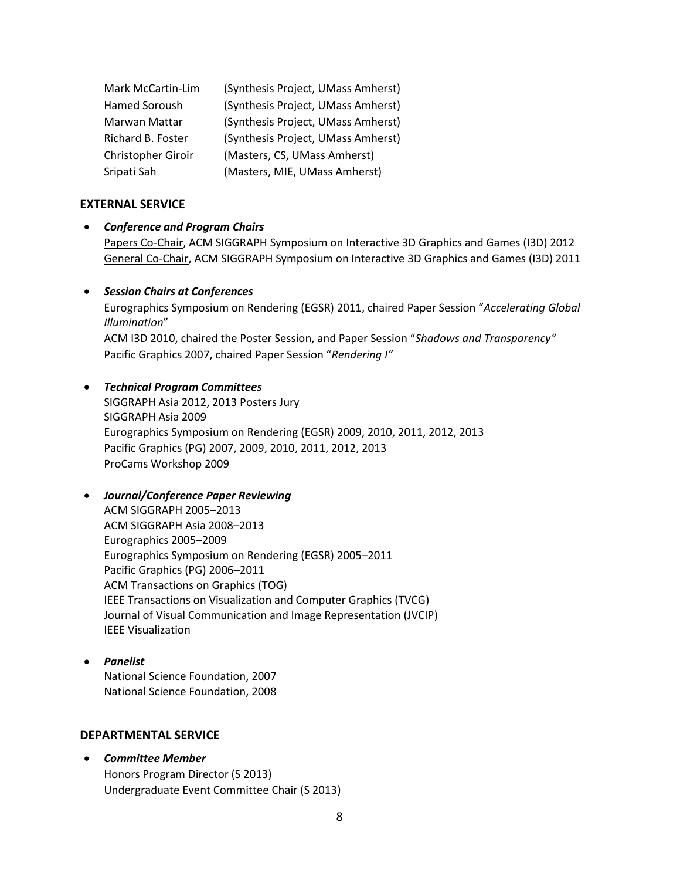| | |
|---|---|
| Mark McCartin-Lim | (Synthesis Project, UMass Amherst) |
| Hamed Soroush | (Synthesis Project, UMass Amherst) |
| Marwan Mattar | (Synthesis Project, UMass Amherst) |
| Richard B. Foster | (Synthesis Project, UMass Amherst) |
| Christopher Giroir | (Masters, CS, UMass Amherst) |
| Sripati Sah | (Masters, MIE, UMass Amherst) |

## EXTERNAL SERVICE

- ***Conference and Program Chairs***
  Papers Co-Chair, ACM SIGGRAPH Symposium on Interactive 3D Graphics and Games (I3D) 2012
  General Co-Chair, ACM SIGGRAPH Symposium on Interactive 3D Graphics and Games (I3D) 2011

- ***Session Chairs at Conferences***
  Eurographics Symposium on Rendering (EGSR) 2011, chaired Paper Session "*Accelerating Global Illumination*"
  ACM I3D 2010, chaired the Poster Session, and Paper Session "*Shadows and Transparency"*
  Pacific Graphics 2007, chaired Paper Session "*Rendering I"*

- ***Technical Program Committees***
  SIGGRAPH Asia 2012, 2013 Posters Jury
  SIGGRAPH Asia 2009
  Eurographics Symposium on Rendering (EGSR) 2009, 2010, 2011, 2012, 2013
  Pacific Graphics (PG) 2007, 2009, 2010, 2011, 2012, 2013
  ProCams Workshop 2009

- ***Journal/Conference Paper Reviewing***
  ACM SIGGRAPH 2005–2013
  ACM SIGGRAPH Asia 2008–2013
  Eurographics 2005–2009
  Eurographics Symposium on Rendering (EGSR) 2005–2011
  Pacific Graphics (PG) 2006–2011
  ACM Transactions on Graphics (TOG)
  IEEE Transactions on Visualization and Computer Graphics (TVCG)
  Journal of Visual Communication and Image Representation (JVCIP)
  IEEE Visualization

- ***Panelist***
  National Science Foundation, 2007
  National Science Foundation, 2008

## DEPARTMENTAL SERVICE

- ***Committee Member***
  Honors Program Director (S 2013)
  Undergraduate Event Committee Chair (S 2013)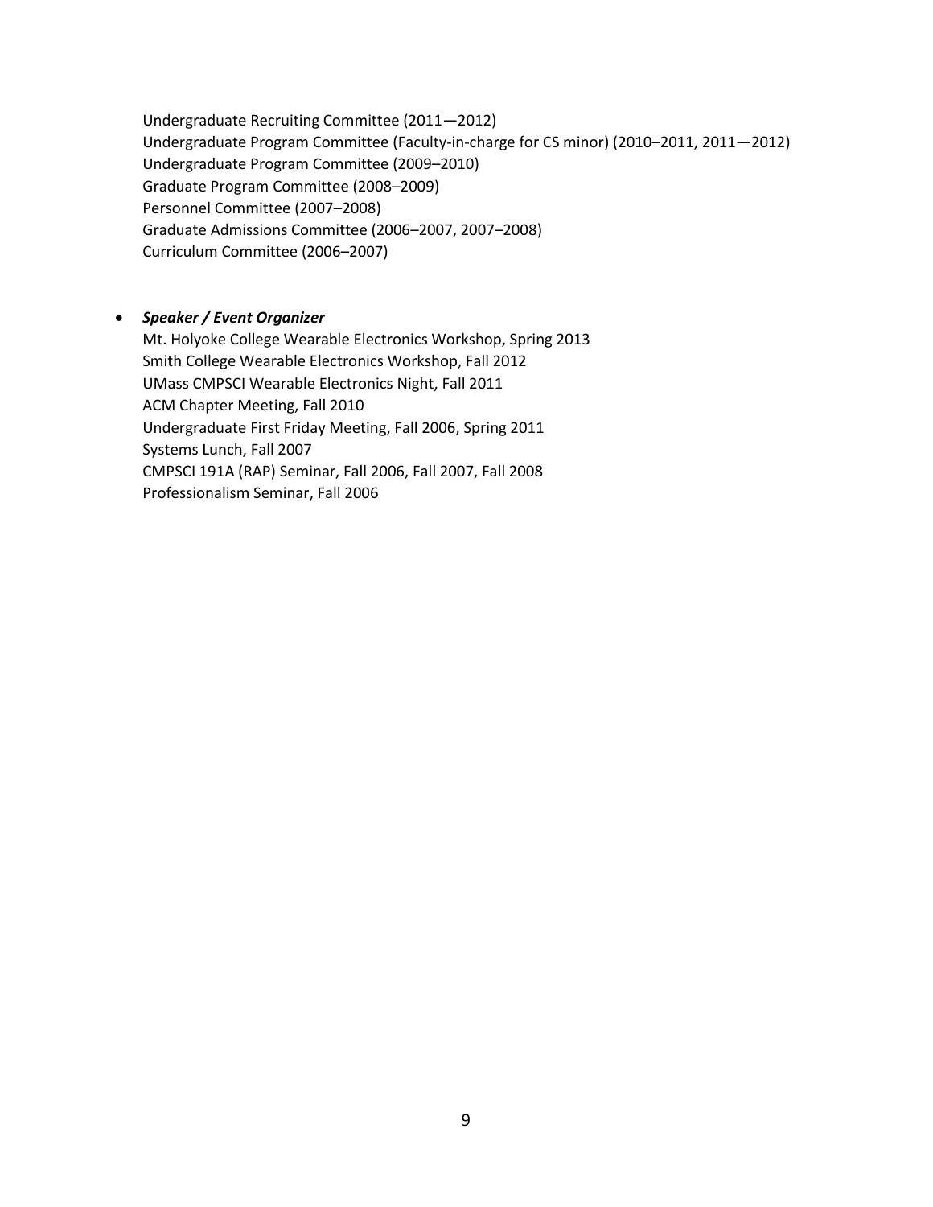Undergraduate Recruiting Committee (2011—2012)
Undergraduate Program Committee (Faculty-in-charge for CS minor) (2010–2011, 2011—2012)
Undergraduate Program Committee (2009–2010)
Graduate Program Committee (2008–2009)
Personnel Committee (2007–2008)
Graduate Admissions Committee (2006–2007, 2007–2008)
Curriculum Committee (2006–2007)

- ***Speaker / Event Organizer***
  Mt. Holyoke College Wearable Electronics Workshop, Spring 2013
  Smith College Wearable Electronics Workshop, Fall 2012
  UMass CMPSCI Wearable Electronics Night, Fall 2011
  ACM Chapter Meeting, Fall 2010
  Undergraduate First Friday Meeting, Fall 2006, Spring 2011
  Systems Lunch, Fall 2007
  CMPSCI 191A (RAP) Seminar, Fall 2006, Fall 2007, Fall 2008
  Professionalism Seminar, Fall 2006